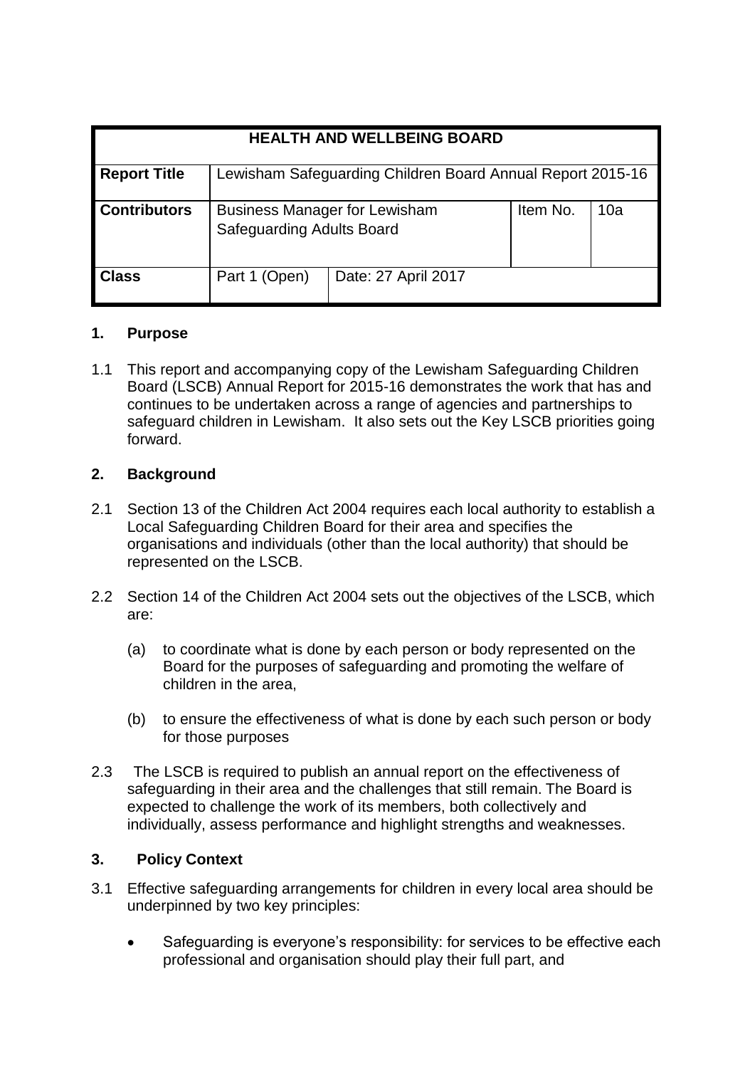| HEALTH AND WELLBEING BOARD | | | | |
|---|---|---|---|---|
| **Report Title** | Lewisham Safeguarding Children Board Annual Report 2015-16 | | | |
| **Contributors** | Business Manager for Lewisham Safeguarding Adults Board | | Item No. | 10a |
| **Class** | Part 1 (Open) | Date: 27 April 2017 | | |

## 1. Purpose

1.1 This report and accompanying copy of the Lewisham Safeguarding Children Board (LSCB) Annual Report for 2015-16 demonstrates the work that has and continues to be undertaken across a range of agencies and partnerships to safeguard children in Lewisham. It also sets out the Key LSCB priorities going forward.

## 2. Background

2.1 Section 13 of the Children Act 2004 requires each local authority to establish a Local Safeguarding Children Board for their area and specifies the organisations and individuals (other than the local authority) that should be represented on the LSCB.

2.2 Section 14 of the Children Act 2004 sets out the objectives of the LSCB, which are:

(a) to coordinate what is done by each person or body represented on the Board for the purposes of safeguarding and promoting the welfare of children in the area,

(b) to ensure the effectiveness of what is done by each such person or body for those purposes

2.3 The LSCB is required to publish an annual report on the effectiveness of safeguarding in their area and the challenges that still remain. The Board is expected to challenge the work of its members, both collectively and individually, assess performance and highlight strengths and weaknesses.

## 3. Policy Context

3.1 Effective safeguarding arrangements for children in every local area should be underpinned by two key principles:

- Safeguarding is everyone's responsibility: for services to be effective each professional and organisation should play their full part, and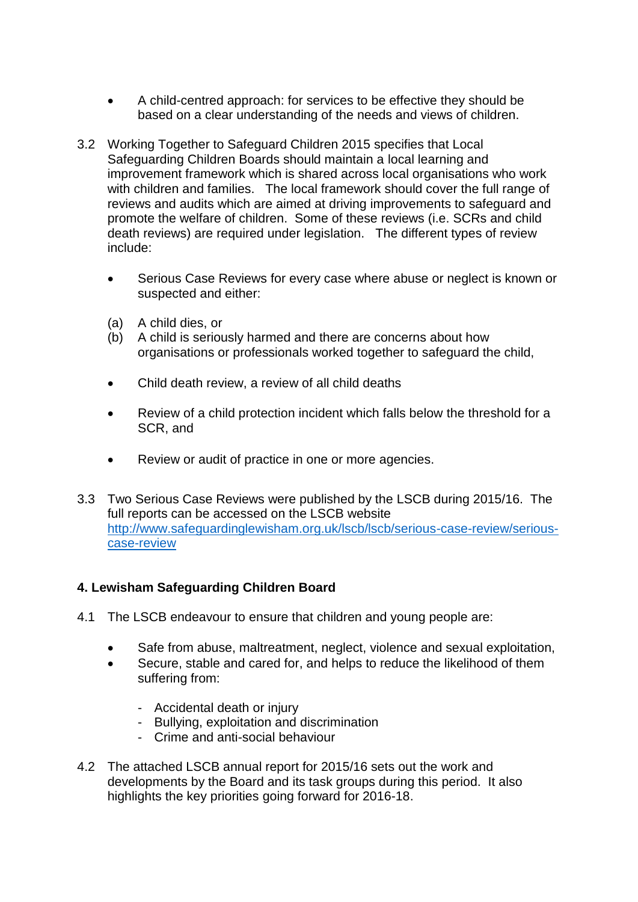- A child-centred approach: for services to be effective they should be based on a clear understanding of the needs and views of children.

3.2 Working Together to Safeguard Children 2015 specifies that Local Safeguarding Children Boards should maintain a local learning and improvement framework which is shared across local organisations who work with children and families. The local framework should cover the full range of reviews and audits which are aimed at driving improvements to safeguard and promote the welfare of children. Some of these reviews (i.e. SCRs and child death reviews) are required under legislation. The different types of review include:

- Serious Case Reviews for every case where abuse or neglect is known or suspected and either:

  (a) A child dies, or
  (b) A child is seriously harmed and there are concerns about how organisations or professionals worked together to safeguard the child,

- Child death review, a review of all child deaths

- Review of a child protection incident which falls below the threshold for a SCR, and

- Review or audit of practice in one or more agencies.

3.3 Two Serious Case Reviews were published by the LSCB during 2015/16. The full reports can be accessed on the LSCB website [http://www.safeguardinglewisham.org.uk/lscb/lscb/serious-case-review/serious-case-review](http://www.safeguardinglewisham.org.uk/lscb/lscb/serious-case-review/serious-case-review)

**4. Lewisham Safeguarding Children Board**

4.1 The LSCB endeavour to ensure that children and young people are:

- Safe from abuse, maltreatment, neglect, violence and sexual exploitation,
- Secure, stable and cared for, and helps to reduce the likelihood of them suffering from:
  - Accidental death or injury
  - Bullying, exploitation and discrimination
  - Crime and anti-social behaviour

4.2 The attached LSCB annual report for 2015/16 sets out the work and developments by the Board and its task groups during this period. It also highlights the key priorities going forward for 2016-18.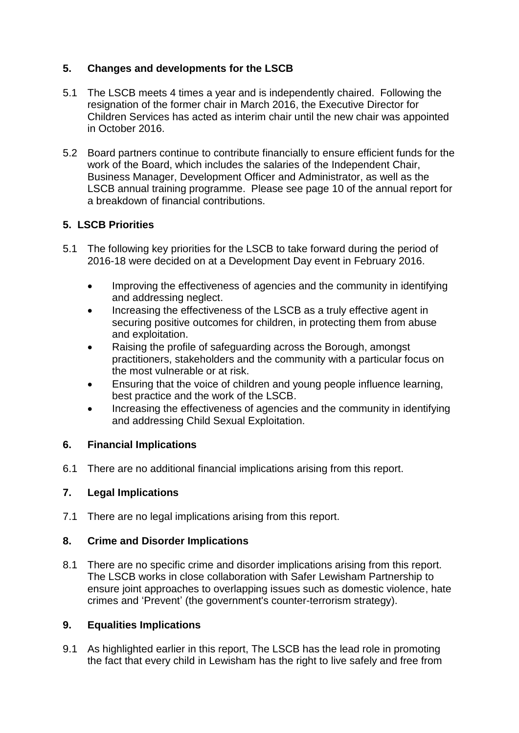## 5. Changes and developments for the LSCB

5.1 The LSCB meets 4 times a year and is independently chaired. Following the resignation of the former chair in March 2016, the Executive Director for Children Services has acted as interim chair until the new chair was appointed in October 2016.

5.2 Board partners continue to contribute financially to ensure efficient funds for the work of the Board, which includes the salaries of the Independent Chair, Business Manager, Development Officer and Administrator, as well as the LSCB annual training programme. Please see page 10 of the annual report for a breakdown of financial contributions.

## 5. LSCB Priorities

5.1 The following key priorities for the LSCB to take forward during the period of 2016-18 were decided on at a Development Day event in February 2016.

- Improving the effectiveness of agencies and the community in identifying and addressing neglect.
- Increasing the effectiveness of the LSCB as a truly effective agent in securing positive outcomes for children, in protecting them from abuse and exploitation.
- Raising the profile of safeguarding across the Borough, amongst practitioners, stakeholders and the community with a particular focus on the most vulnerable or at risk.
- Ensuring that the voice of children and young people influence learning, best practice and the work of the LSCB.
- Increasing the effectiveness of agencies and the community in identifying and addressing Child Sexual Exploitation.

## 6. Financial Implications

6.1 There are no additional financial implications arising from this report.

## 7. Legal Implications

7.1 There are no legal implications arising from this report.

## 8. Crime and Disorder Implications

8.1 There are no specific crime and disorder implications arising from this report. The LSCB works in close collaboration with Safer Lewisham Partnership to ensure joint approaches to overlapping issues such as domestic violence, hate crimes and 'Prevent' (the government's counter-terrorism strategy).

## 9. Equalities Implications

9.1 As highlighted earlier in this report, The LSCB has the lead role in promoting the fact that every child in Lewisham has the right to live safely and free from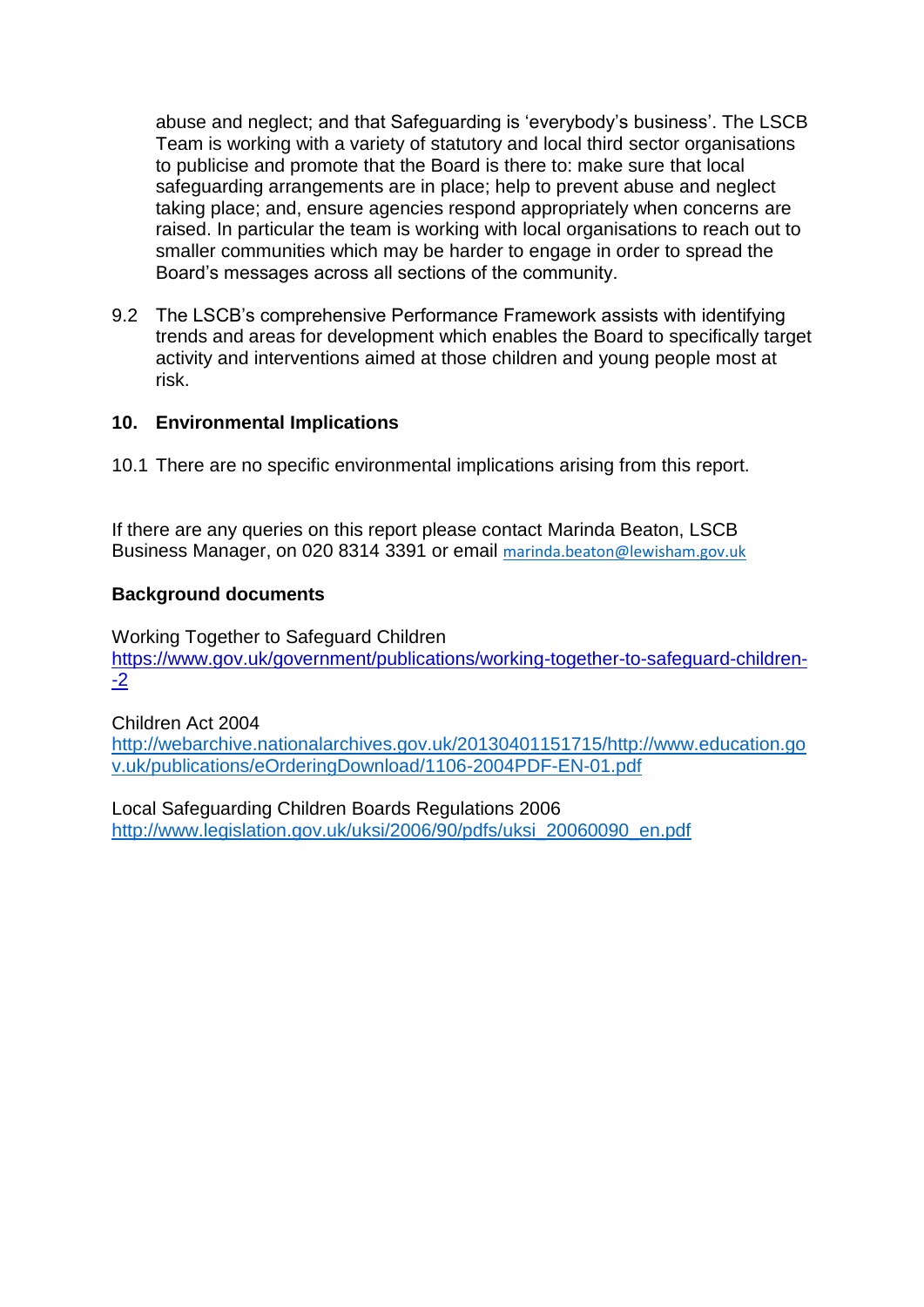abuse and neglect; and that Safeguarding is 'everybody's business'. The LSCB Team is working with a variety of statutory and local third sector organisations to publicise and promote that the Board is there to: make sure that local safeguarding arrangements are in place; help to prevent abuse and neglect taking place; and, ensure agencies respond appropriately when concerns are raised. In particular the team is working with local organisations to reach out to smaller communities which may be harder to engage in order to spread the Board's messages across all sections of the community.

9.2 The LSCB's comprehensive Performance Framework assists with identifying trends and areas for development which enables the Board to specifically target activity and interventions aimed at those children and young people most at risk.

**10. Environmental Implications**

10.1 There are no specific environmental implications arising from this report.

If there are any queries on this report please contact Marinda Beaton, LSCB Business Manager, on 020 8314 3391 or email marinda.beaton@lewisham.gov.uk

**Background documents**

Working Together to Safeguard Children
https://www.gov.uk/government/publications/working-together-to-safeguard-children--2

Children Act 2004
http://webarchive.nationalarchives.gov.uk/20130401151715/http://www.education.gov.uk/publications/eOrderingDownload/1106-2004PDF-EN-01.pdf

Local Safeguarding Children Boards Regulations 2006
http://www.legislation.gov.uk/uksi/2006/90/pdfs/uksi_20060090_en.pdf